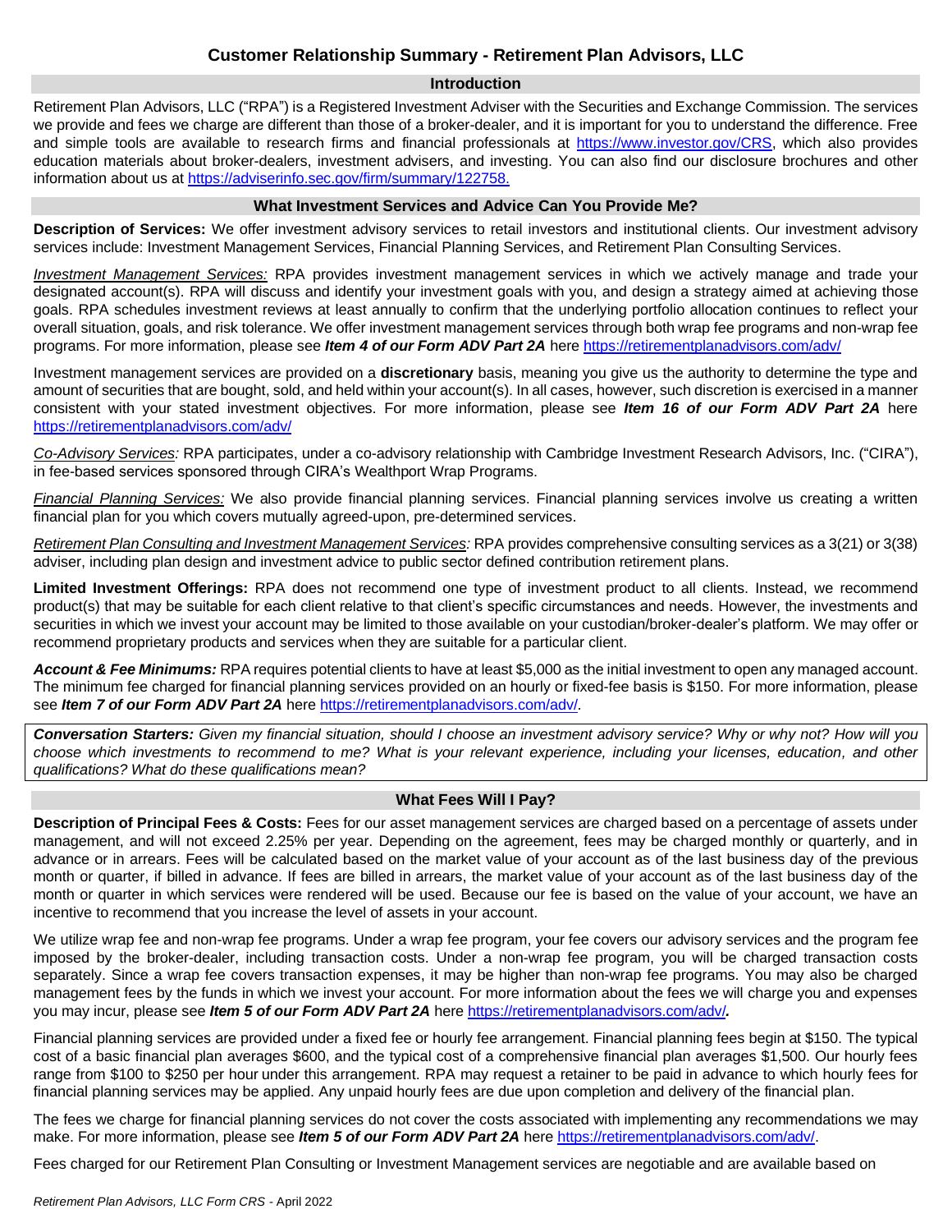# Customer Relationship Summary - Retirement Plan Advisors, LLC

## Introduction

Retirement Plan Advisors, LLC ("RPA") is a Registered Investment Adviser with the Securities and Exchange Commission. The services we provide and fees we charge are different than those of a broker-dealer, and it is important for you to understand the difference. Free and simple tools are available to research firms and financial professionals at https://www.investor.gov/CRS, which also provides education materials about broker-dealers, investment advisers, and investing. You can also find our disclosure brochures and other information about us at https://adviserinfo.sec.gov/firm/summary/122758.

## What Investment Services and Advice Can You Provide Me?

**Description of Services:** We offer investment advisory services to retail investors and institutional clients. Our investment advisory services include: Investment Management Services, Financial Planning Services, and Retirement Plan Consulting Services.

*Investment Management Services:* RPA provides investment management services in which we actively manage and trade your designated account(s). RPA will discuss and identify your investment goals with you, and design a strategy aimed at achieving those goals. RPA schedules investment reviews at least annually to confirm that the underlying portfolio allocation continues to reflect your overall situation, goals, and risk tolerance. We offer investment management services through both wrap fee programs and non-wrap fee programs. For more information, please see ***Item 4 of our Form ADV Part 2A*** here https://retirementplanadvisors.com/adv/

Investment management services are provided on a **discretionary** basis, meaning you give us the authority to determine the type and amount of securities that are bought, sold, and held within your account(s). In all cases, however, such discretion is exercised in a manner consistent with your stated investment objectives. For more information, please see ***Item 16 of our Form ADV Part 2A*** here https://retirementplanadvisors.com/adv/

*Co-Advisory Services:* RPA participates, under a co-advisory relationship with Cambridge Investment Research Advisors, Inc. ("CIRA"), in fee-based services sponsored through CIRA's Wealthport Wrap Programs.

*Financial Planning Services:* We also provide financial planning services. Financial planning services involve us creating a written financial plan for you which covers mutually agreed-upon, pre-determined services.

*Retirement Plan Consulting and Investment Management Services:* RPA provides comprehensive consulting services as a 3(21) or 3(38) adviser, including plan design and investment advice to public sector defined contribution retirement plans.

**Limited Investment Offerings:** RPA does not recommend one type of investment product to all clients. Instead, we recommend product(s) that may be suitable for each client relative to that client's specific circumstances and needs. However, the investments and securities in which we invest your account may be limited to those available on your custodian/broker-dealer's platform. We may offer or recommend proprietary products and services when they are suitable for a particular client.

***Account & Fee Minimums:*** RPA requires potential clients to have at least $5,000 as the initial investment to open any managed account. The minimum fee charged for financial planning services provided on an hourly or fixed-fee basis is $150. For more information, please see ***Item 7 of our Form ADV Part 2A*** here https://retirementplanadvisors.com/adv/.

***Conversation Starters:*** *Given my financial situation, should I choose an investment advisory service? Why or why not? How will you choose which investments to recommend to me? What is your relevant experience, including your licenses, education, and other qualifications? What do these qualifications mean?*

## What Fees Will I Pay?

**Description of Principal Fees & Costs:** Fees for our asset management services are charged based on a percentage of assets under management, and will not exceed 2.25% per year. Depending on the agreement, fees may be charged monthly or quarterly, and in advance or in arrears. Fees will be calculated based on the market value of your account as of the last business day of the previous month or quarter, if billed in advance. If fees are billed in arrears, the market value of your account as of the last business day of the month or quarter in which services were rendered will be used. Because our fee is based on the value of your account, we have an incentive to recommend that you increase the level of assets in your account.

We utilize wrap fee and non-wrap fee programs. Under a wrap fee program, your fee covers our advisory services and the program fee imposed by the broker-dealer, including transaction costs. Under a non-wrap fee program, you will be charged transaction costs separately. Since a wrap fee covers transaction expenses, it may be higher than non-wrap fee programs. You may also be charged management fees by the funds in which we invest your account. For more information about the fees we will charge you and expenses you may incur, please see ***Item 5 of our Form ADV Part 2A*** here https://retirementplanadvisors.com/adv/***.***

Financial planning services are provided under a fixed fee or hourly fee arrangement. Financial planning fees begin at $150. The typical cost of a basic financial plan averages $600, and the typical cost of a comprehensive financial plan averages $1,500. Our hourly fees range from $100 to $250 per hour under this arrangement. RPA may request a retainer to be paid in advance to which hourly fees for financial planning services may be applied. Any unpaid hourly fees are due upon completion and delivery of the financial plan.

The fees we charge for financial planning services do not cover the costs associated with implementing any recommendations we may make. For more information, please see ***Item 5 of our Form ADV Part 2A*** here https://retirementplanadvisors.com/adv/.

Fees charged for our Retirement Plan Consulting or Investment Management services are negotiable and are available based on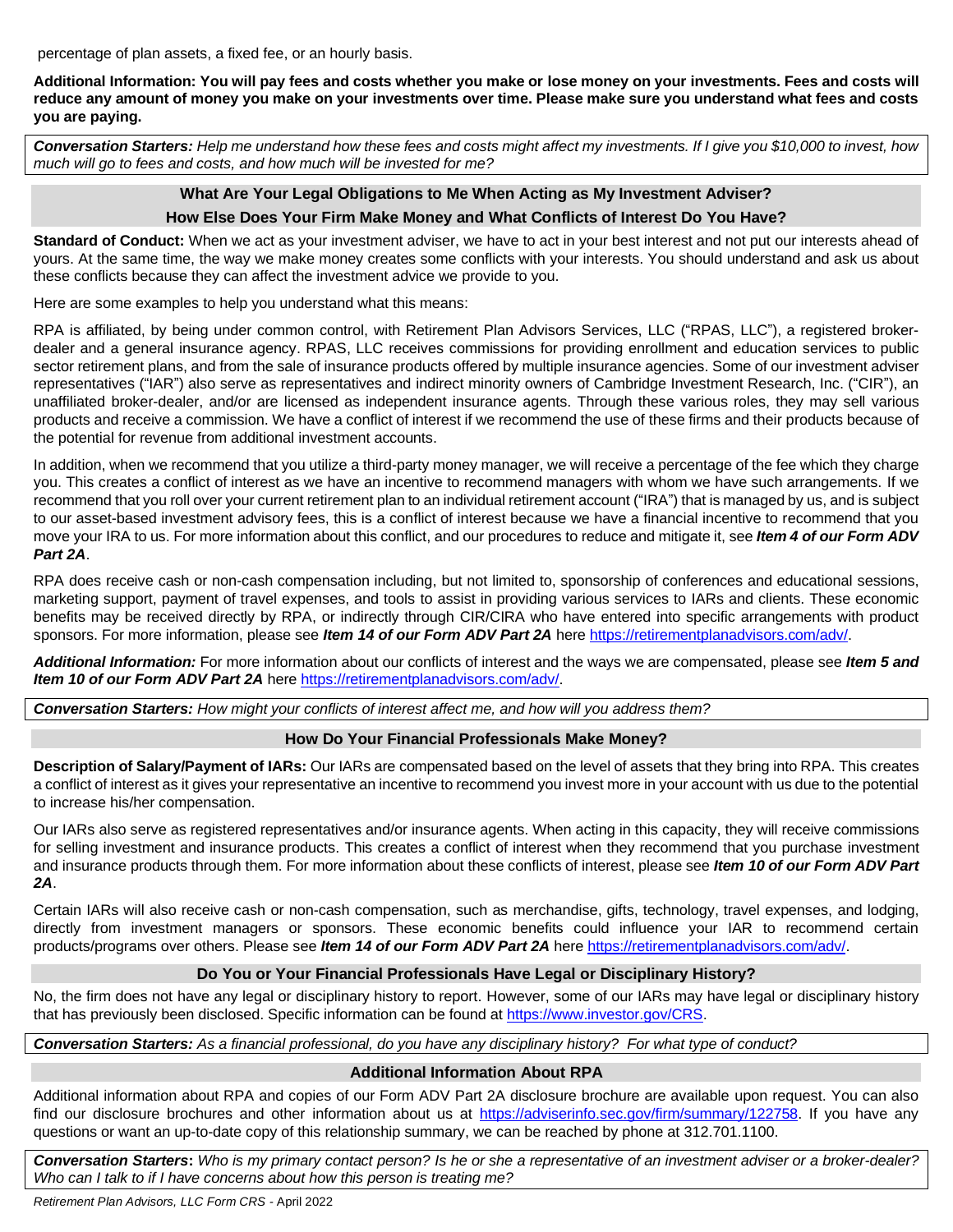percentage of plan assets, a fixed fee, or an hourly basis.

**Additional Information: You will pay fees and costs whether you make or lose money on your investments. Fees and costs will reduce any amount of money you make on your investments over time. Please make sure you understand what fees and costs you are paying.**

***Conversation Starters:*** *Help me understand how these fees and costs might affect my investments. If I give you $10,000 to invest, how much will go to fees and costs, and how much will be invested for me?*

## What Are Your Legal Obligations to Me When Acting as My Investment Adviser?

## How Else Does Your Firm Make Money and What Conflicts of Interest Do You Have?

**Standard of Conduct:** When we act as your investment adviser, we have to act in your best interest and not put our interests ahead of yours. At the same time, the way we make money creates some conflicts with your interests. You should understand and ask us about these conflicts because they can affect the investment advice we provide to you.

Here are some examples to help you understand what this means:

RPA is affiliated, by being under common control, with Retirement Plan Advisors Services, LLC ("RPAS, LLC"), a registered broker-dealer and a general insurance agency. RPAS, LLC receives commissions for providing enrollment and education services to public sector retirement plans, and from the sale of insurance products offered by multiple insurance agencies. Some of our investment adviser representatives ("IAR") also serve as representatives and indirect minority owners of Cambridge Investment Research, Inc. ("CIR"), an unaffiliated broker-dealer, and/or are licensed as independent insurance agents. Through these various roles, they may sell various products and receive a commission. We have a conflict of interest if we recommend the use of these firms and their products because of the potential for revenue from additional investment accounts.

In addition, when we recommend that you utilize a third-party money manager, we will receive a percentage of the fee which they charge you. This creates a conflict of interest as we have an incentive to recommend managers with whom we have such arrangements. If we recommend that you roll over your current retirement plan to an individual retirement account ("IRA") that is managed by us, and is subject to our asset-based investment advisory fees, this is a conflict of interest because we have a financial incentive to recommend that you move your IRA to us. For more information about this conflict, and our procedures to reduce and mitigate it, see ***Item 4 of our Form ADV Part 2A***.

RPA does receive cash or non-cash compensation including, but not limited to, sponsorship of conferences and educational sessions, marketing support, payment of travel expenses, and tools to assist in providing various services to IARs and clients. These economic benefits may be received directly by RPA, or indirectly through CIR/CIRA who have entered into specific arrangements with product sponsors. For more information, please see ***Item 14 of our Form ADV Part 2A*** here https://retirementplanadvisors.com/adv/.

***Additional Information:*** For more information about our conflicts of interest and the ways we are compensated, please see ***Item 5 and Item 10 of our Form ADV Part 2A*** here https://retirementplanadvisors.com/adv/.

***Conversation Starters:*** *How might your conflicts of interest affect me, and how will you address them?*

## How Do Your Financial Professionals Make Money?

**Description of Salary/Payment of IARs:** Our IARs are compensated based on the level of assets that they bring into RPA. This creates a conflict of interest as it gives your representative an incentive to recommend you invest more in your account with us due to the potential to increase his/her compensation.

Our IARs also serve as registered representatives and/or insurance agents. When acting in this capacity, they will receive commissions for selling investment and insurance products. This creates a conflict of interest when they recommend that you purchase investment and insurance products through them. For more information about these conflicts of interest, please see ***Item 10 of our Form ADV Part 2A***.

Certain IARs will also receive cash or non-cash compensation, such as merchandise, gifts, technology, travel expenses, and lodging, directly from investment managers or sponsors. These economic benefits could influence your IAR to recommend certain products/programs over others. Please see ***Item 14 of our Form ADV Part 2A*** here https://retirementplanadvisors.com/adv/.

## Do You or Your Financial Professionals Have Legal or Disciplinary History?

No, the firm does not have any legal or disciplinary history to report. However, some of our IARs may have legal or disciplinary history that has previously been disclosed. Specific information can be found at https://www.investor.gov/CRS.

***Conversation Starters:*** *As a financial professional, do you have any disciplinary history? For what type of conduct?*

## Additional Information About RPA

Additional information about RPA and copies of our Form ADV Part 2A disclosure brochure are available upon request. You can also find our disclosure brochures and other information about us at https://adviserinfo.sec.gov/firm/summary/122758. If you have any questions or want an up-to-date copy of this relationship summary, we can be reached by phone at 312.701.1100.

***Conversation Starters*:** *Who is my primary contact person? Is he or she a representative of an investment adviser or a broker-dealer? Who can I talk to if I have concerns about how this person is treating me?*